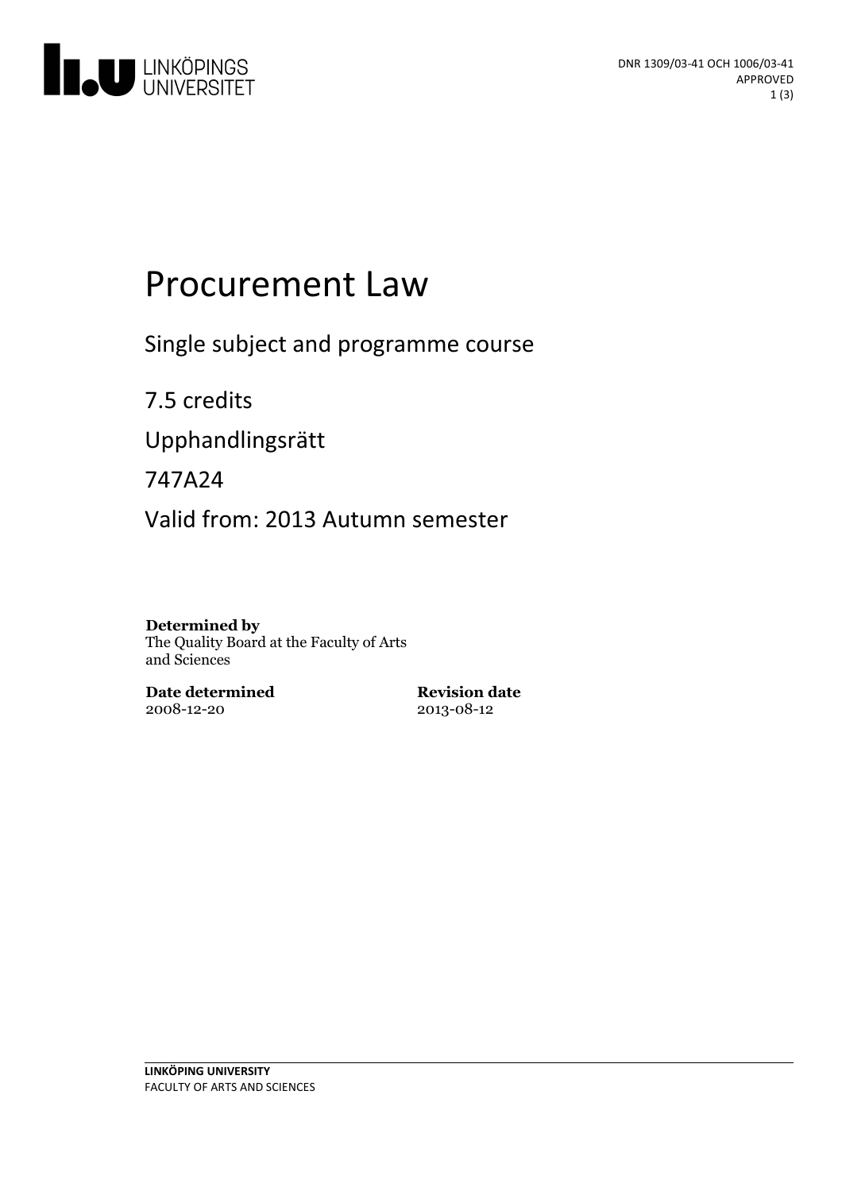DNR 1309/03-41 OCH 1006/03-41
APPROVED

# Procurement Law

Single subject and programme course

7.5 credits

Upphandlingsrätt

747A24

Valid from: 2013 Autumn semester

**Determined by**
The Quality Board at the Faculty of Arts and Sciences

**Date determined**
2008-12-20

**Revision date**
2013-08-12

LINKÖPING UNIVERSITY
FACULTY OF ARTS AND SCIENCES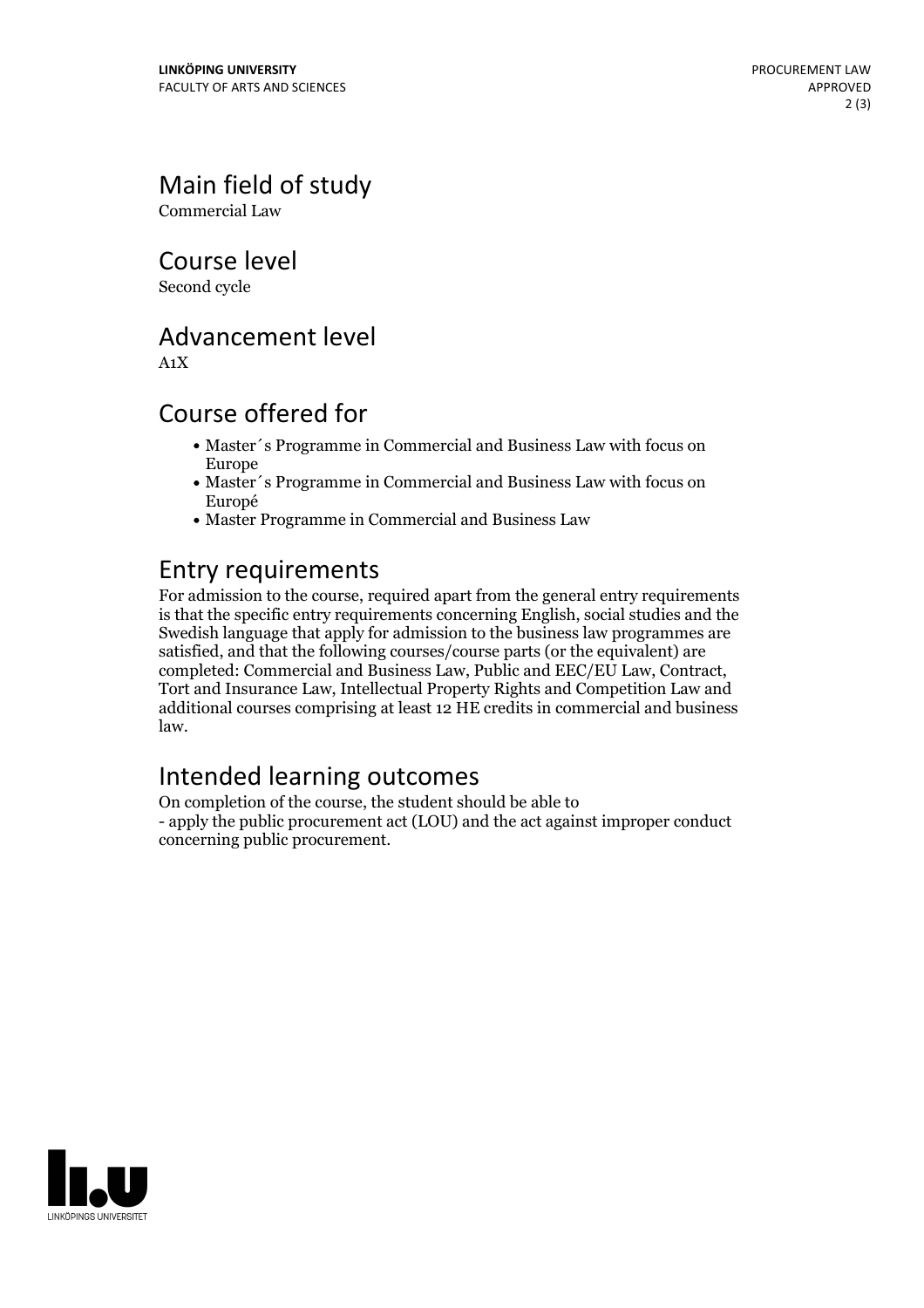## Main field of study

Commercial Law

## Course level

Second cycle

## Advancement level

A1X

## Course offered for

- Master´s Programme in Commercial and Business Law with focus on Europe
- Master´s Programme in Commercial and Business Law with focus on Europé
- Master Programme in Commercial and Business Law

## Entry requirements

For admission to the course, required apart from the general entry requirements is that the specific entry requirements concerning English, social studies and the Swedish language that apply for admission to the business law programmes are satisfied, and that the following courses/course parts (or the equivalent) are completed: Commercial and Business Law, Public and EEC/EU Law, Contract, Tort and Insurance Law, Intellectual Property Rights and Competition Law and additional courses comprising at least 12 HE credits in commercial and business law.

## Intended learning outcomes

On completion of the course, the student should be able to
- apply the public procurement act (LOU) and the act against improper conduct concerning public procurement.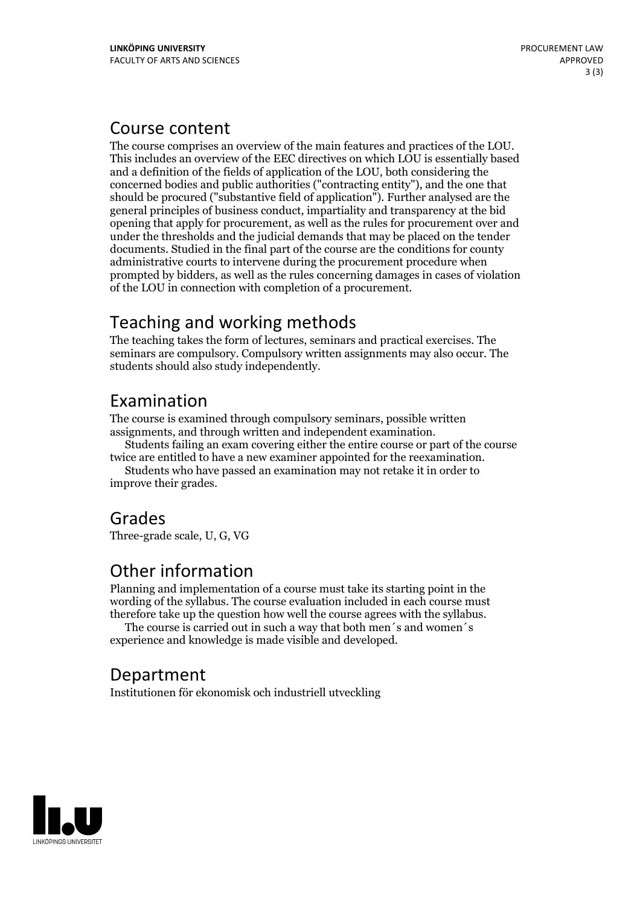## Course content

The course comprises an overview of the main features and practices of the LOU. This includes an overview of the EEC directives on which LOU is essentially based and a definition of the fields of application of the LOU, both considering the concerned bodies and public authorities ("contracting entity"), and the one that should be procured ("substantive field of application"). Further analysed are the general principles of business conduct, impartiality and transparency at the bid opening that apply for procurement, as well as the rules for procurement over and under the thresholds and the judicial demands that may be placed on the tender documents. Studied in the final part of the course are the conditions for county administrative courts to intervene during the procurement procedure when prompted by bidders, as well as the rules concerning damages in cases of violation of the LOU in connection with completion of a procurement.

## Teaching and working methods

The teaching takes the form of lectures, seminars and practical exercises. The seminars are compulsory. Compulsory written assignments may also occur. The students should also study independently.

## Examination

The course is examined through compulsory seminars, possible written assignments, and through written and independent examination.

Students failing an exam covering either the entire course or part of the course twice are entitled to have a new examiner appointed for the reexamination.

Students who have passed an examination may not retake it in order to improve their grades.

## Grades

Three-grade scale, U, G, VG

## Other information

Planning and implementation of a course must take its starting point in the wording of the syllabus. The course evaluation included in each course must therefore take up the question how well the course agrees with the syllabus.

The course is carried out in such a way that both men´s and women´s experience and knowledge is made visible and developed.

## Department

Institutionen för ekonomisk och industriell utveckling